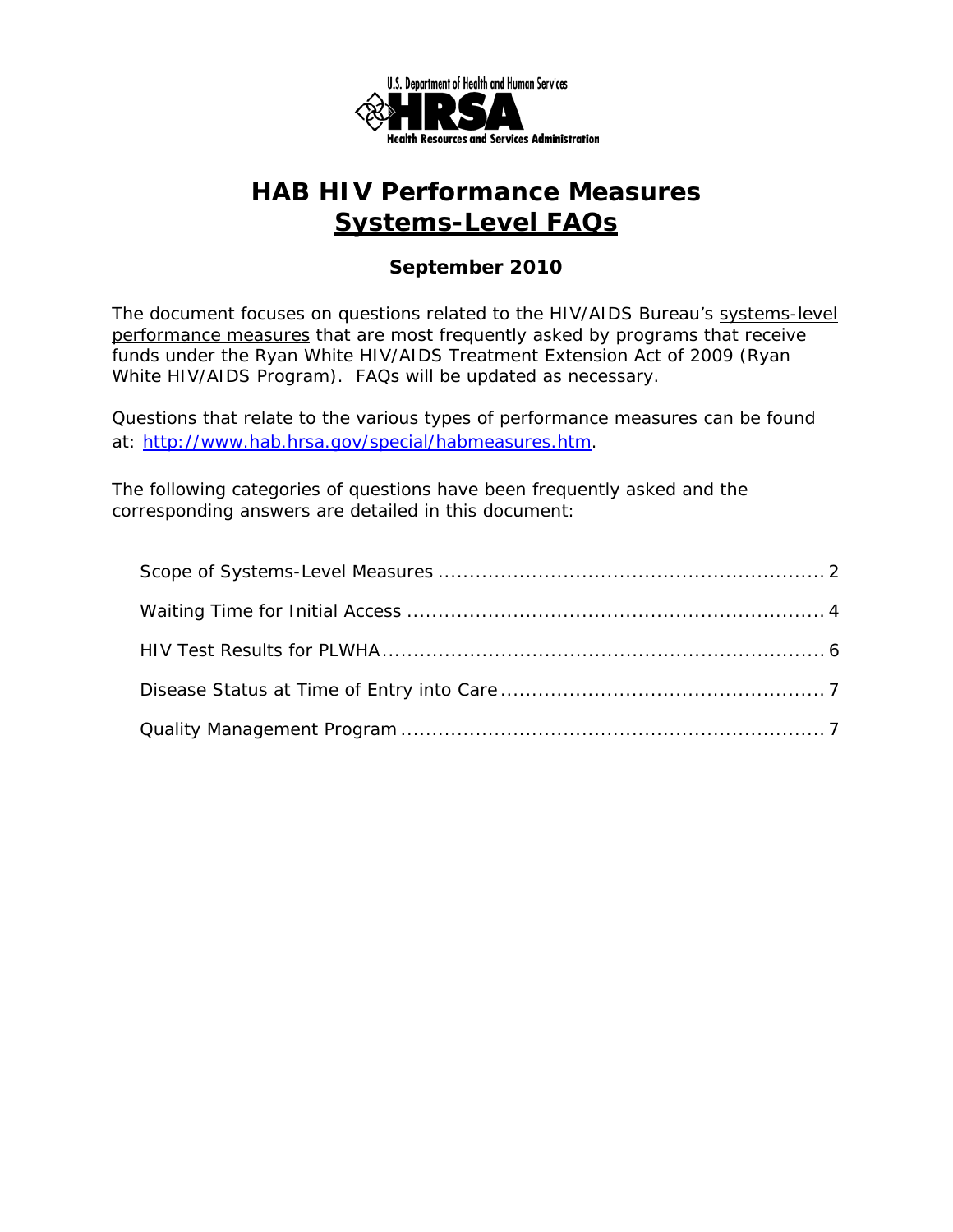U.S. Department of Health and Human Services

HRSA

Health Resources and Services Administration

# HAB HIV Performance Measures

# Systems-Level FAQs

**September 2010**

The document focuses on questions related to the HIV/AIDS Bureau's systems-level performance measures that are most frequently asked by programs that receive funds under the Ryan White HIV/AIDS Treatment Extension Act of 2009 (Ryan White HIV/AIDS Program). FAQs will be updated as necessary.

Questions that relate to the various types of performance measures can be found at: http://www.hab.hrsa.gov/special/habmeasures.htm.

The following categories of questions have been frequently asked and the corresponding answers are detailed in this document:

- Scope of Systems-Level Measures ........ 2
- Waiting Time for Initial Access ........ 4
- HIV Test Results for PLWHA ........ 6
- Disease Status at Time of Entry into Care ........ 7
- Quality Management Program ........ 7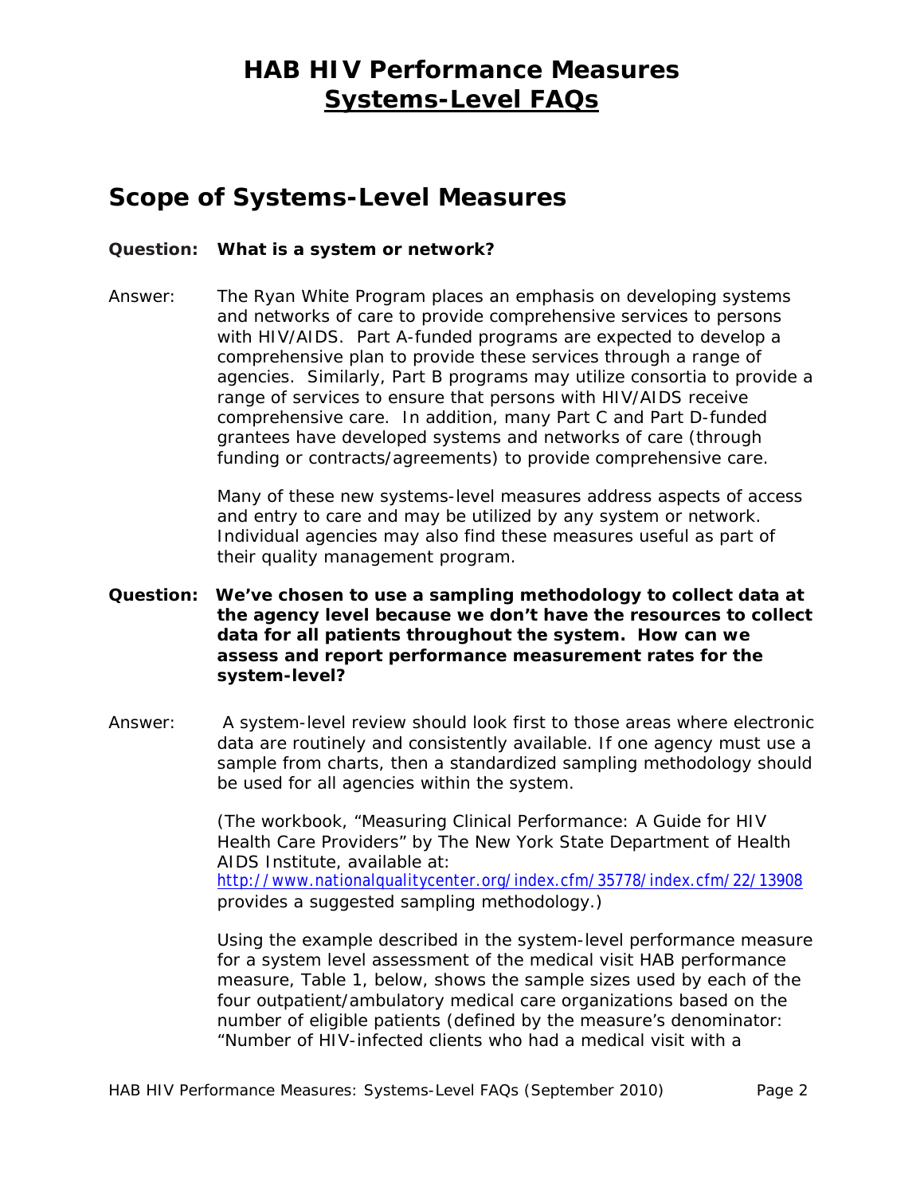# HAB HIV Performance Measures
## Systems-Level FAQs

## Scope of Systems-Level Measures

**Question: What is a system or network?**

Answer: The Ryan White Program places an emphasis on developing systems and networks of care to provide comprehensive services to persons with HIV/AIDS. Part A-funded programs are expected to develop a comprehensive plan to provide these services through a range of agencies. Similarly, Part B programs may utilize consortia to provide a range of services to ensure that persons with HIV/AIDS receive comprehensive care. In addition, many Part C and Part D-funded grantees have developed systems and networks of care (through funding or contracts/agreements) to provide comprehensive care.

Many of these new systems-level measures address aspects of access and entry to care and may be utilized by any system or network. Individual agencies may also find these measures useful as part of their quality management program.

**Question: We've chosen to use a sampling methodology to collect data at the agency level because we don't have the resources to collect data for all patients throughout the system. How can we assess and report performance measurement rates for the system-level?**

Answer: A system-level review should look first to those areas where electronic data are routinely and consistently available. If one agency must use a sample from charts, then a standardized sampling methodology should be used for all agencies within the system.

(The workbook, "Measuring Clinical Performance: A Guide for HIV Health Care Providers" by The New York State Department of Health AIDS Institute, available at: http://www.nationalqualitycenter.org/index.cfm/35778/index.cfm/22/13908 provides a suggested sampling methodology.)

Using the example described in the system-level performance measure for a system level assessment of the medical visit HAB performance measure, Table 1, below, shows the sample sizes used by each of the four outpatient/ambulatory medical care organizations based on the number of eligible patients (defined by the measure's denominator: "Number of HIV-infected clients who had a medical visit with a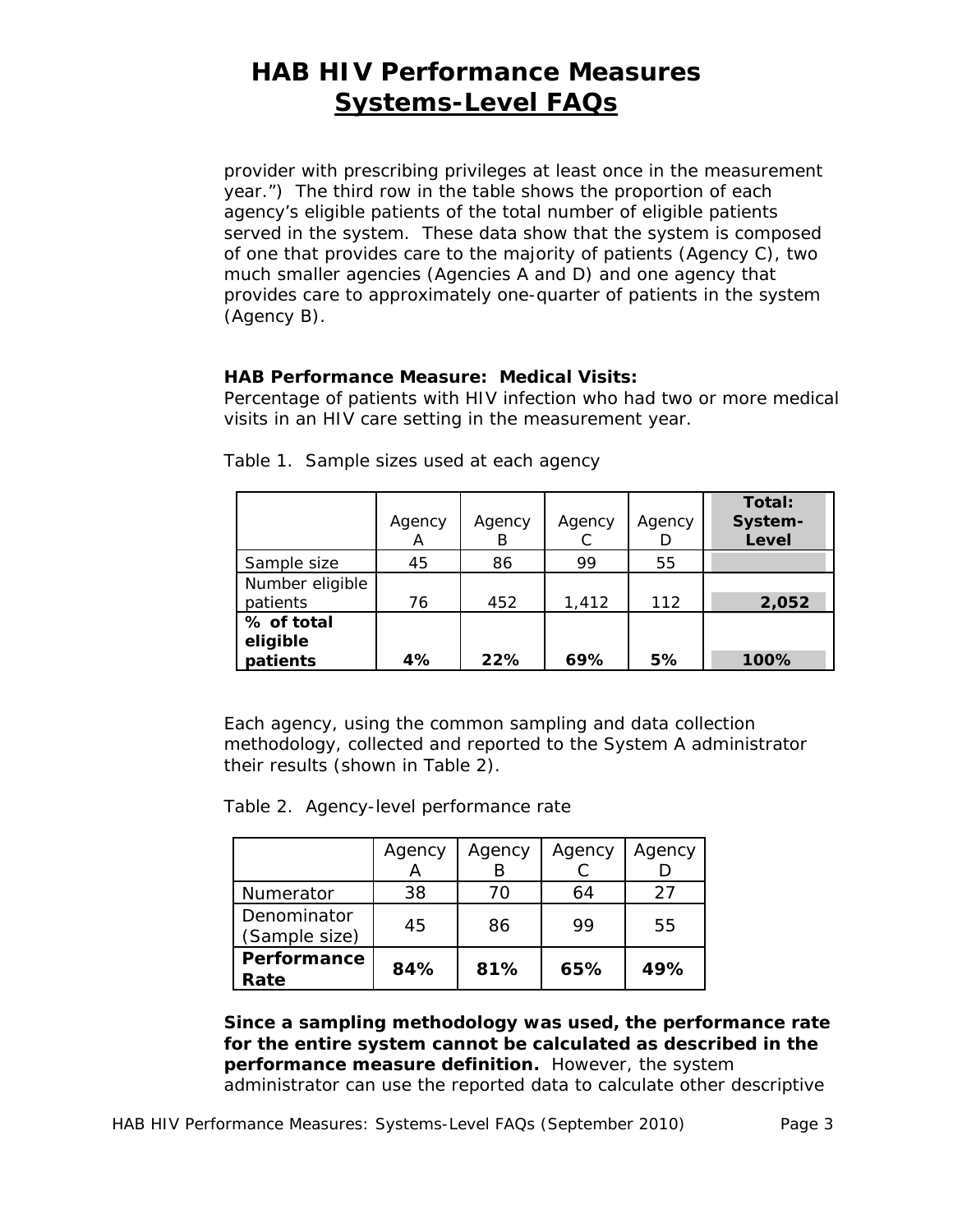provider with prescribing privileges at least once in the measurement year.") The third row in the table shows the proportion of each agency's eligible patients of the total number of eligible patients served in the system. These data show that the system is composed of one that provides care to the majority of patients (Agency C), two much smaller agencies (Agencies A and D) and one agency that provides care to approximately one-quarter of patients in the system (Agency B).

**HAB Performance Measure: Medical Visits:**
Percentage of patients with HIV infection who had two or more medical visits in an HIV care setting in the measurement year.

Table 1. Sample sizes used at each agency

| | Agency A | Agency B | Agency C | Agency D | **Total: System-Level** |
|---|---|---|---|---|---|
| Sample size | 45 | 86 | 99 | 55 | |
| Number eligible patients | 76 | 452 | 1,412 | 112 | **2,052** |
| **% of total eligible patients** | **4%** | **22%** | **69%** | **5%** | **100%** |

Each agency, using the common sampling and data collection methodology, collected and reported to the System A administrator their results (shown in Table 2).

Table 2. Agency-level performance rate

| | Agency A | Agency B | Agency C | Agency D |
|---|---|---|---|---|
| Numerator | 38 | 70 | 64 | 27 |
| Denominator (Sample size) | 45 | 86 | 99 | 55 |
| **Performance Rate** | **84%** | **81%** | **65%** | **49%** |

**Since a sampling methodology was used, the performance rate for the entire system cannot be calculated as described in the performance measure definition.** However, the system administrator can use the reported data to calculate other descriptive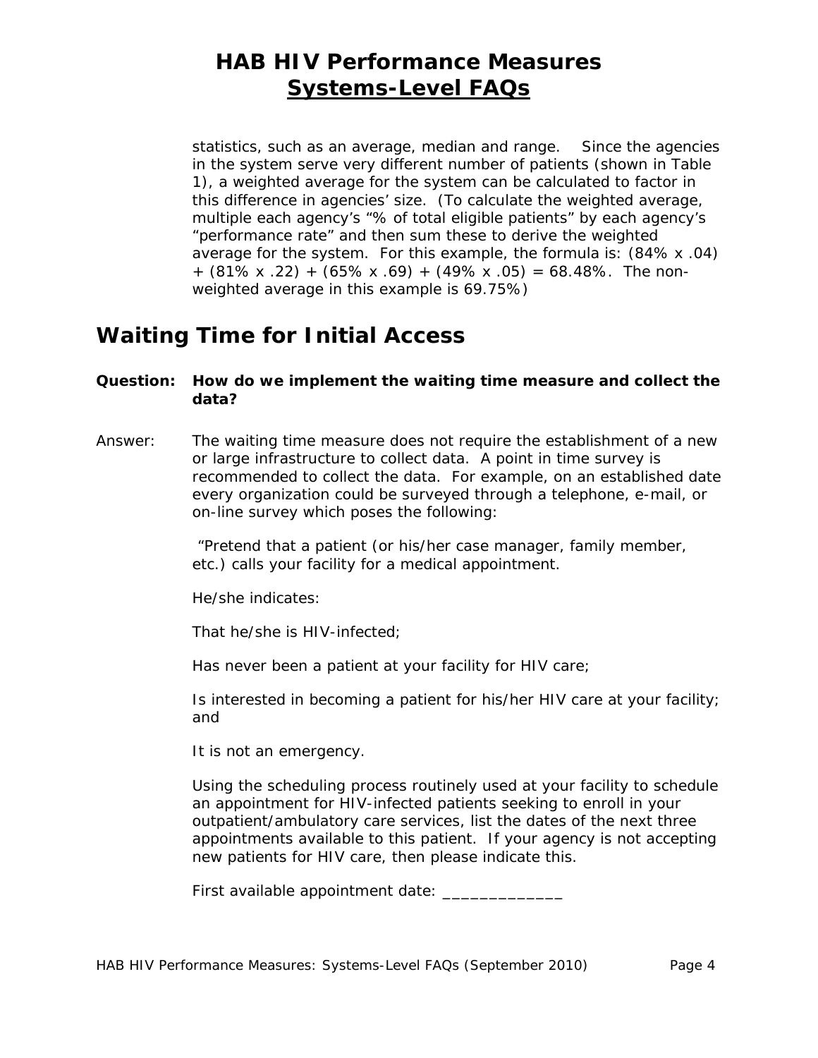statistics, such as an average, median and range. Since the agencies in the system serve very different number of patients (shown in Table 1), a weighted average for the system can be calculated to factor in this difference in agencies' size. (To calculate the weighted average, multiple each agency's "% of total eligible patients" by each agency's "performance rate" and then sum these to derive the weighted average for the system. For this example, the formula is: (84% x .04) + (81% x .22) + (65% x .69) + (49% x .05) = 68.48%. The non-weighted average in this example is 69.75%)

## Waiting Time for Initial Access

**Question: How do we implement the waiting time measure and collect the data?**

Answer: The waiting time measure does not require the establishment of a new or large infrastructure to collect data. A point in time survey is recommended to collect the data. For example, on an established date every organization could be surveyed through a telephone, e-mail, or on-line survey which poses the following:

"Pretend that a patient (or his/her case manager, family member, etc.) calls your facility for a medical appointment.

He/she indicates:

That he/she is HIV-infected;

Has never been a patient at your facility for HIV care;

Is interested in becoming a patient for his/her HIV care at your facility; and

It is not an emergency.

Using the scheduling process routinely used at your facility to schedule an appointment for HIV-infected patients seeking to enroll in your outpatient/ambulatory care services, list the dates of the next three appointments available to this patient. If your agency is not accepting new patients for HIV care, then please indicate this.

First available appointment date: _____________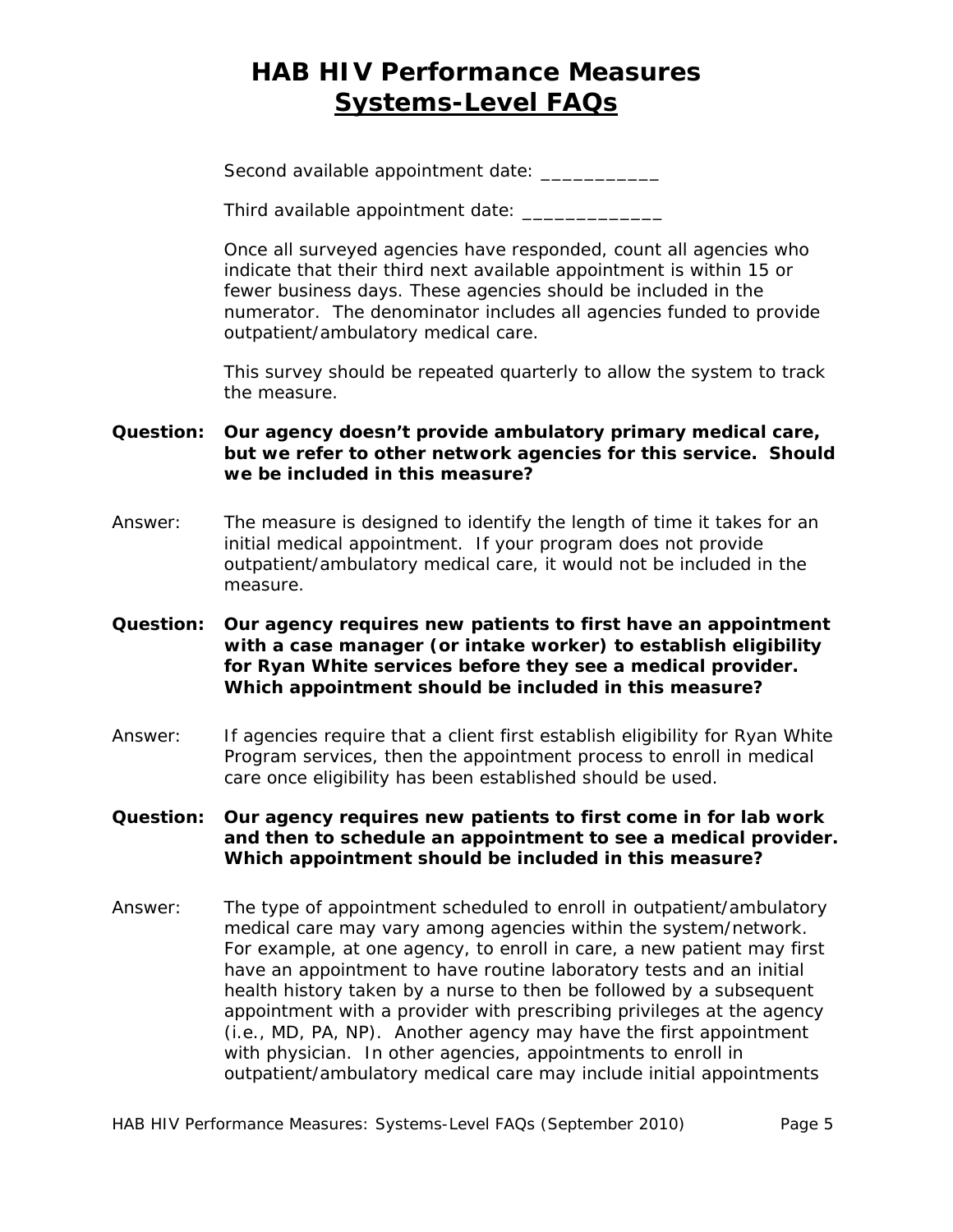Second available appointment date: ___________

Third available appointment date: _____________

Once all surveyed agencies have responded, count all agencies who indicate that their third next available appointment is within 15 or fewer business days. These agencies should be included in the numerator. The denominator includes all agencies funded to provide outpatient/ambulatory medical care.

This survey should be repeated quarterly to allow the system to track the measure.

**Question: Our agency doesn't provide ambulatory primary medical care, but we refer to other network agencies for this service. Should we be included in this measure?**

Answer: The measure is designed to identify the length of time it takes for an initial medical appointment. If your program does not provide outpatient/ambulatory medical care, it would not be included in the measure.

**Question: Our agency requires new patients to first have an appointment with a case manager (or intake worker) to establish eligibility for Ryan White services before they see a medical provider. Which appointment should be included in this measure?**

Answer: If agencies require that a client first establish eligibility for Ryan White Program services, then the appointment process to enroll in medical care once eligibility has been established should be used.

**Question: Our agency requires new patients to first come in for lab work and then to schedule an appointment to see a medical provider. Which appointment should be included in this measure?**

Answer: The type of appointment scheduled to enroll in outpatient/ambulatory medical care may vary among agencies within the system/network. For example, at one agency, to enroll in care, a new patient may first have an appointment to have routine laboratory tests and an initial health history taken by a nurse to then be followed by a subsequent appointment with a provider with prescribing privileges at the agency (i.e., MD, PA, NP). Another agency may have the first appointment with physician. In other agencies, appointments to enroll in outpatient/ambulatory medical care may include initial appointments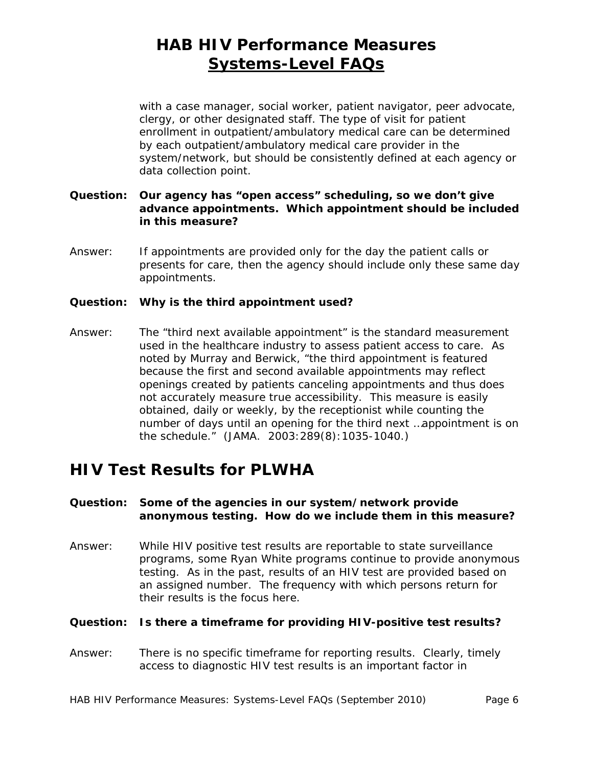with a case manager, social worker, patient navigator, peer advocate, clergy, or other designated staff. The type of visit for patient enrollment in outpatient/ambulatory medical care can be determined by each outpatient/ambulatory medical care provider in the system/network, but should be consistently defined at each agency or data collection point.

**Question: Our agency has "open access" scheduling, so we don't give advance appointments. Which appointment should be included in this measure?**

Answer: If appointments are provided only for the day the patient calls or presents for care, then the agency should include only these same day appointments.

**Question: Why is the third appointment used?**

Answer: The "third next available appointment" is the standard measurement used in the healthcare industry to assess patient access to care. As noted by Murray and Berwick, "the third appointment is featured because the first and second available appointments may reflect openings created by patients canceling appointments and thus does not accurately measure true accessibility. This measure is easily obtained, daily or weekly, by the receptionist while counting the number of days until an opening for the third next …appointment is on the schedule." (JAMA. 2003:289(8):1035-1040.)

## HIV Test Results for PLWHA

**Question: Some of the agencies in our system/network provide anonymous testing. How do we include them in this measure?**

Answer: While HIV positive test results are reportable to state surveillance programs, some Ryan White programs continue to provide anonymous testing. As in the past, results of an HIV test are provided based on an assigned number. The frequency with which persons return for their results is the focus here.

**Question: Is there a timeframe for providing HIV-positive test results?**

Answer: There is no specific timeframe for reporting results. Clearly, timely access to diagnostic HIV test results is an important factor in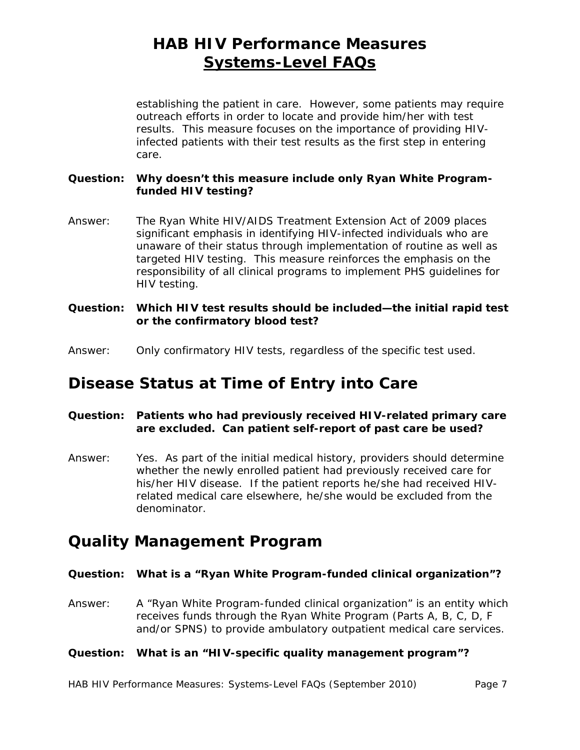establishing the patient in care. However, some patients may require outreach efforts in order to locate and provide him/her with test results. This measure focuses on the importance of providing HIV-infected patients with their test results as the first step in entering care.

**Question: Why doesn't this measure include only Ryan White Program-funded HIV testing?**

Answer: The Ryan White HIV/AIDS Treatment Extension Act of 2009 places significant emphasis in identifying HIV-infected individuals who are unaware of their status through implementation of routine as well as targeted HIV testing. This measure reinforces the emphasis on the responsibility of all clinical programs to implement PHS guidelines for HIV testing.

**Question: Which HIV test results should be included—the initial rapid test or the confirmatory blood test?**

Answer: Only confirmatory HIV tests, regardless of the specific test used.

## Disease Status at Time of Entry into Care

**Question: Patients who had previously received HIV-related primary care are excluded. Can patient self-report of past care be used?**

Answer: Yes. As part of the initial medical history, providers should determine whether the newly enrolled patient had previously received care for his/her HIV disease. If the patient reports he/she had received HIV-related medical care elsewhere, he/she would be excluded from the denominator.

## Quality Management Program

**Question: What is a "Ryan White Program-funded clinical organization"?**

Answer: A "Ryan White Program-funded clinical organization" is an entity which receives funds through the Ryan White Program (Parts A, B, C, D, F and/or SPNS) to provide ambulatory outpatient medical care services.

**Question: What is an "HIV-specific quality management program"?**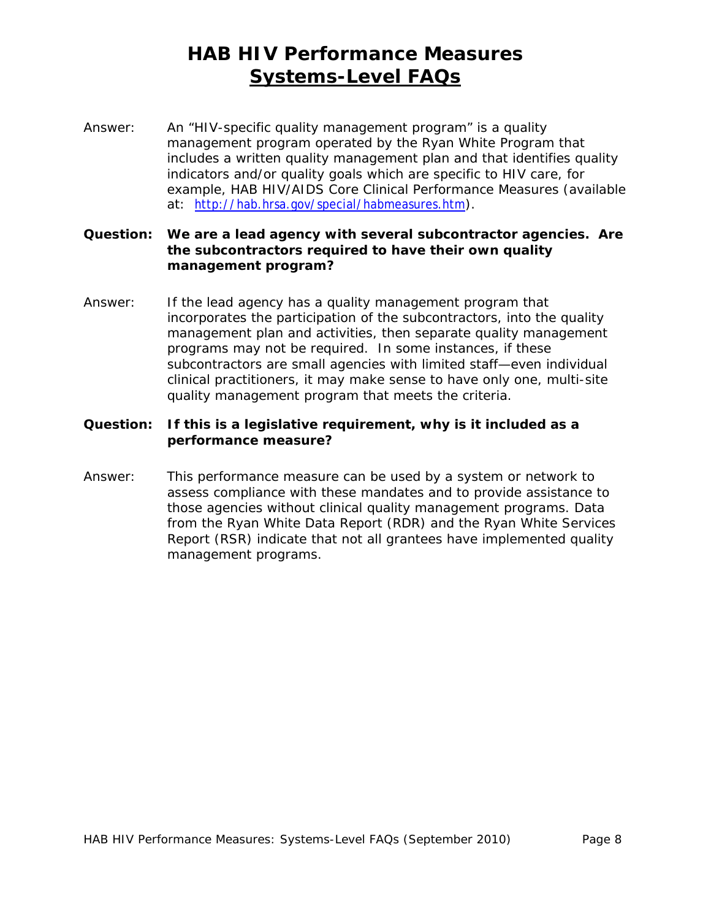Answer: An “HIV-specific quality management program” is a quality management program operated by the Ryan White Program that includes a written quality management plan and that identifies quality indicators and/or quality goals which are specific to HIV care, for example, HAB HIV/AIDS Core Clinical Performance Measures (available at: http://hab.hrsa.gov/special/habmeasures.htm).

**Question: We are a lead agency with several subcontractor agencies. Are the subcontractors required to have their own quality management program?**

Answer: If the lead agency has a quality management program that incorporates the participation of the subcontractors, into the quality management plan and activities, then separate quality management programs may not be required. In some instances, if these subcontractors are small agencies with limited staff—even individual clinical practitioners, it may make sense to have only one, multi-site quality management program that meets the criteria.

**Question: If this is a legislative requirement, why is it included as a performance measure?**

Answer: This performance measure can be used by a system or network to assess compliance with these mandates and to provide assistance to those agencies without clinical quality management programs. Data from the Ryan White Data Report (RDR) and the Ryan White Services Report (RSR) indicate that not all grantees have implemented quality management programs.